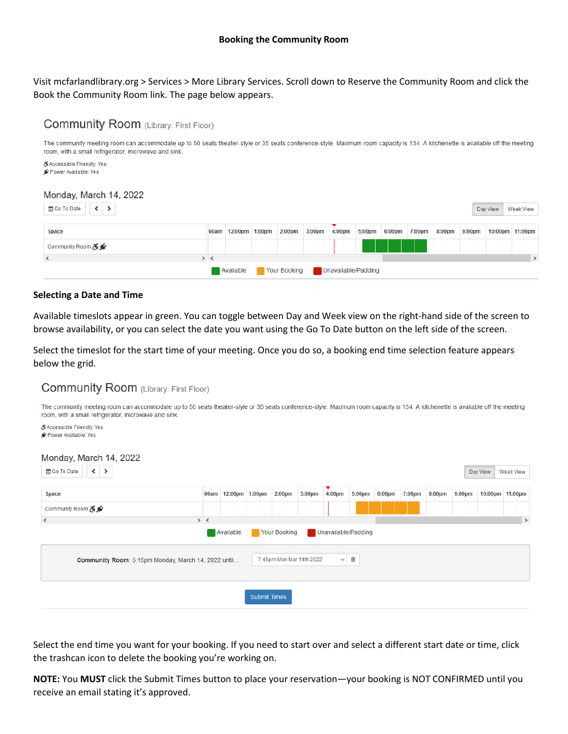# Booking the Community Room

Visit mcfarlandlibrary.org > Services > More Library Services. Scroll down to Reserve the Community Room and click the Book the Community Room link. The page below appears.

## Selecting a Date and Time

Available timeslots appear in green. You can toggle between Day and Week view on the right-hand side of the screen to browse availability, or you can select the date you want using the Go To Date button on the left side of the screen.

Select the timeslot for the start time of your meeting. Once you do so, a booking end time selection feature appears below the grid.

Select the end time you want for your booking. If you need to start over and select a different start date or time, click the trashcan icon to delete the booking you're working on.

**NOTE:** You **MUST** click the Submit Times button to place your reservation—your booking is NOT CONFIRMED until you receive an email stating it's approved.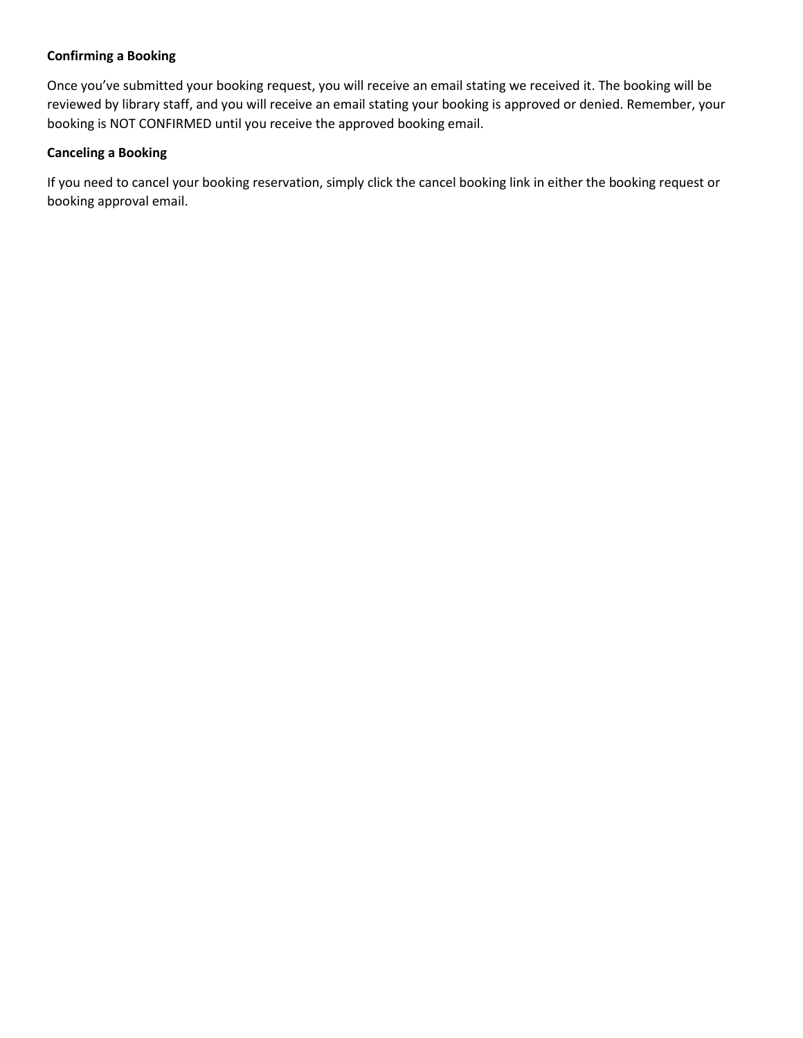**Confirming a Booking**

Once you've submitted your booking request, you will receive an email stating we received it. The booking will be reviewed by library staff, and you will receive an email stating your booking is approved or denied. Remember, your booking is NOT CONFIRMED until you receive the approved booking email.

**Canceling a Booking**

If you need to cancel your booking reservation, simply click the cancel booking link in either the booking request or booking approval email.